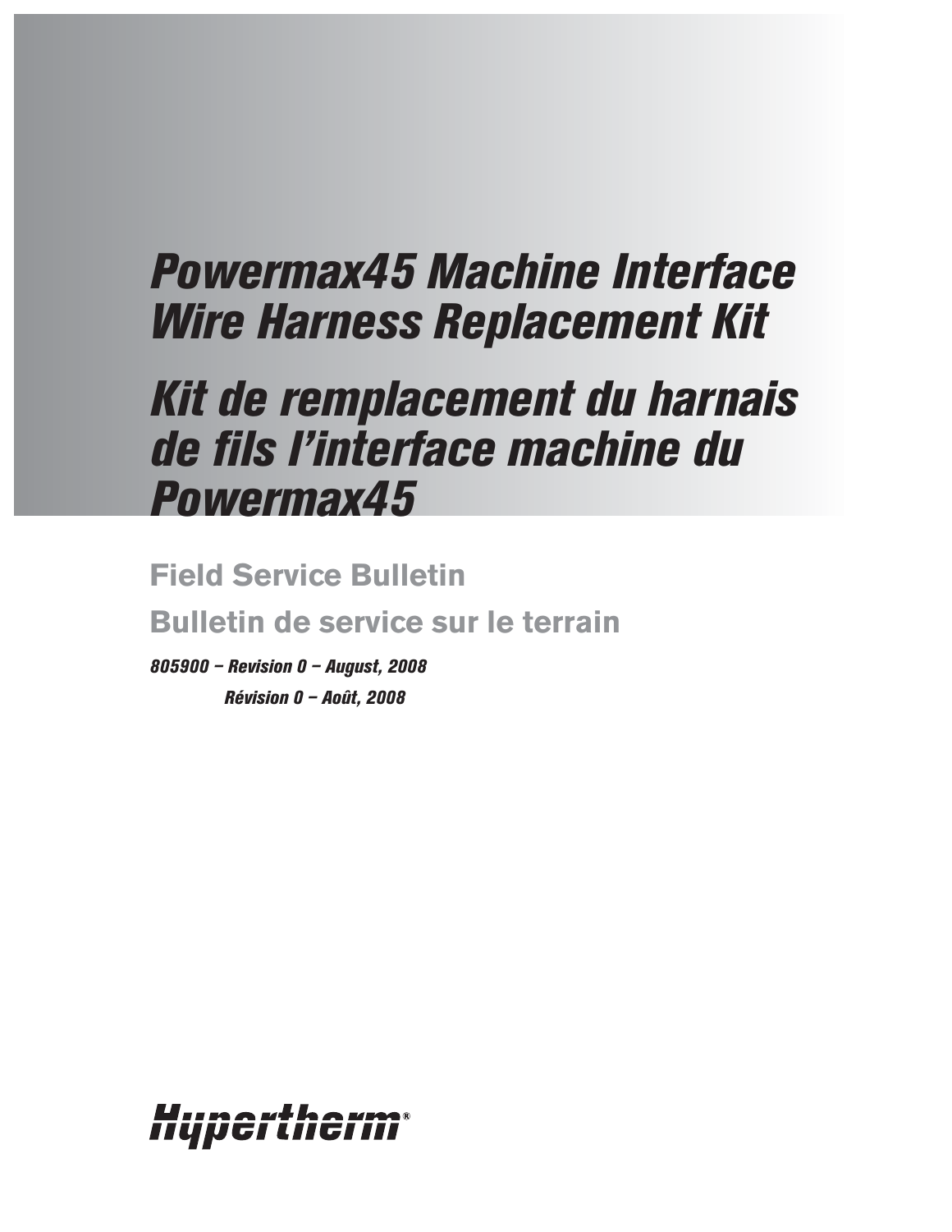# *Powermax45 Machine Interface Wire Harness Replacement Kit*

# *Kit de remplacement du harnais de fils l'interface machine du Powermax45*

## Field Service Bulletin

## Bulletin de service sur le terrain

***805900 – Revision 0 – August, 2008***

***Révision 0 – Août, 2008***

Hypertherm®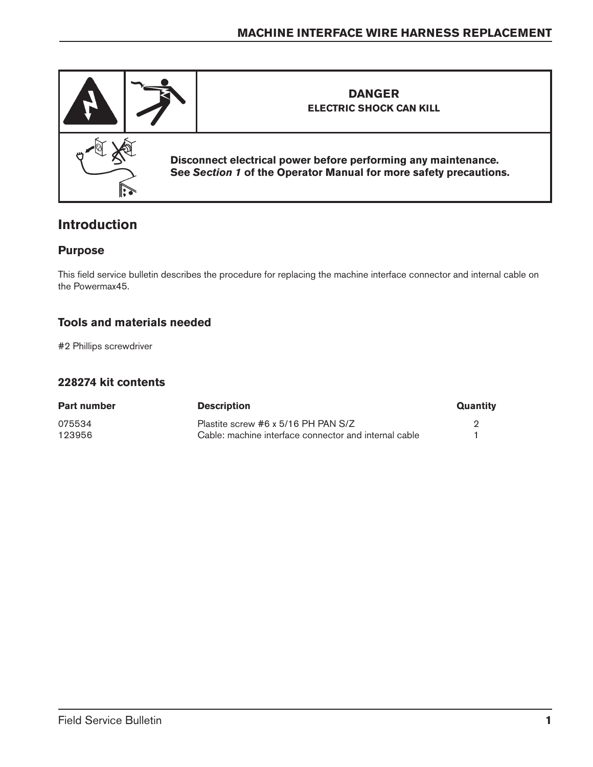**DANGER**
**ELECTRIC SHOCK CAN KILL**

**Disconnect electrical power before performing any maintenance.**
**See *Section 1* of the Operator Manual for more safety precautions.**

## Introduction

### Purpose

This field service bulletin describes the procedure for replacing the machine interface connector and internal cable on the Powermax45.

### Tools and materials needed

#2 Phillips screwdriver

### 228274 kit contents

| Part number | Description | Quantity |
|---|---|---|
| 075534 | Plastite screw #6 x 5/16 PH PAN S/Z | 2 |
| 123956 | Cable: machine interface connector and internal cable | 1 |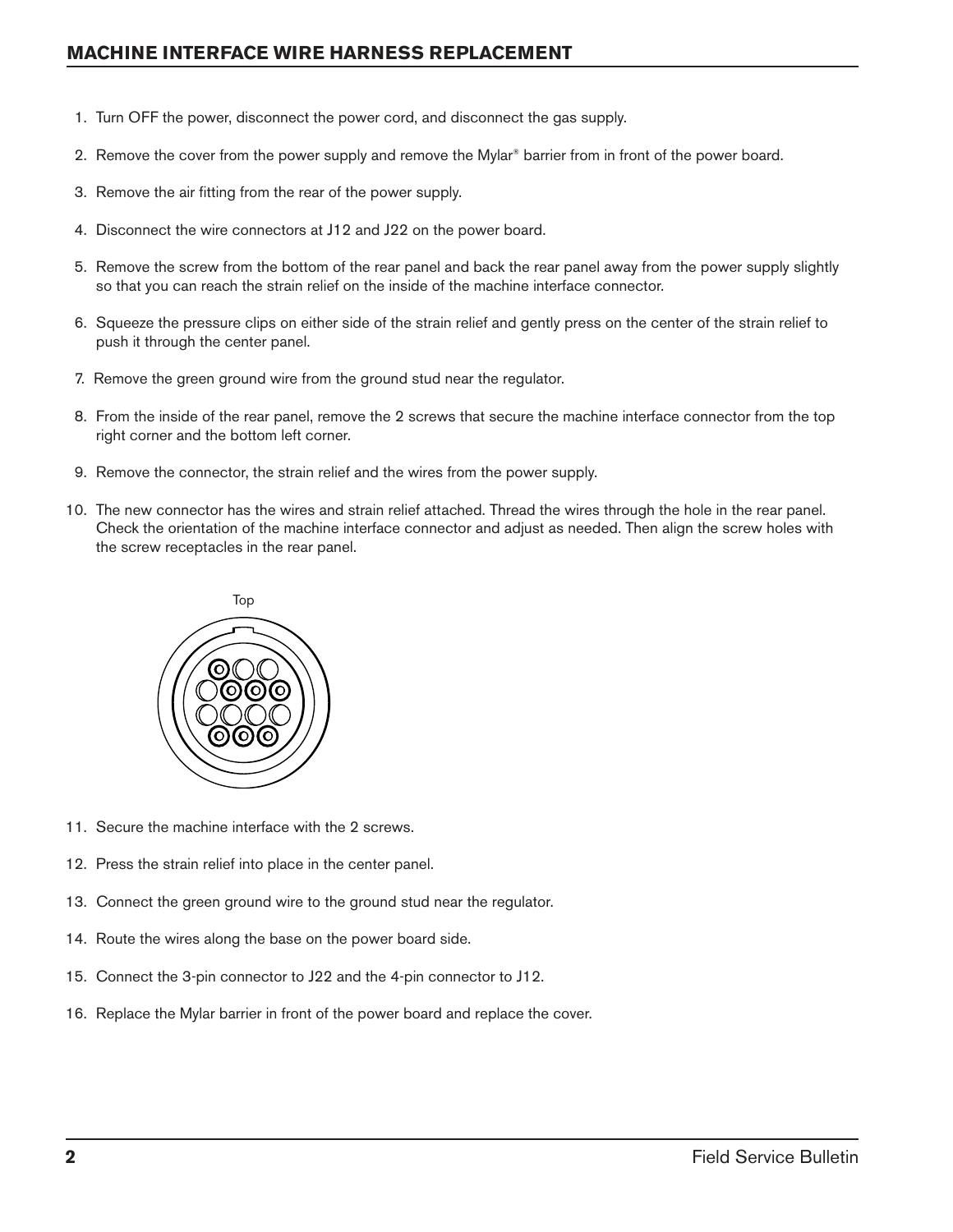## MACHINE INTERFACE WIRE HARNESS REPLACEMENT

1. Turn OFF the power, disconnect the power cord, and disconnect the gas supply.
2. Remove the cover from the power supply and remove the Mylar® barrier from in front of the power board.
3. Remove the air fitting from the rear of the power supply.
4. Disconnect the wire connectors at J12 and J22 on the power board.
5. Remove the screw from the bottom of the rear panel and back the rear panel away from the power supply slightly so that you can reach the strain relief on the inside of the machine interface connector.
6. Squeeze the pressure clips on either side of the strain relief and gently press on the center of the strain relief to push it through the center panel.
7. Remove the green ground wire from the ground stud near the regulator.
8. From the inside of the rear panel, remove the 2 screws that secure the machine interface connector from the top right corner and the bottom left corner.
9. Remove the connector, the strain relief and the wires from the power supply.
10. The new connector has the wires and strain relief attached. Thread the wires through the hole in the rear panel. Check the orientation of the machine interface connector and adjust as needed. Then align the screw holes with the screw receptacles in the rear panel.

Top

11. Secure the machine interface with the 2 screws.
12. Press the strain relief into place in the center panel.
13. Connect the green ground wire to the ground stud near the regulator.
14. Route the wires along the base on the power board side.
15. Connect the 3-pin connector to J22 and the 4-pin connector to J12.
16. Replace the Mylar barrier in front of the power board and replace the cover.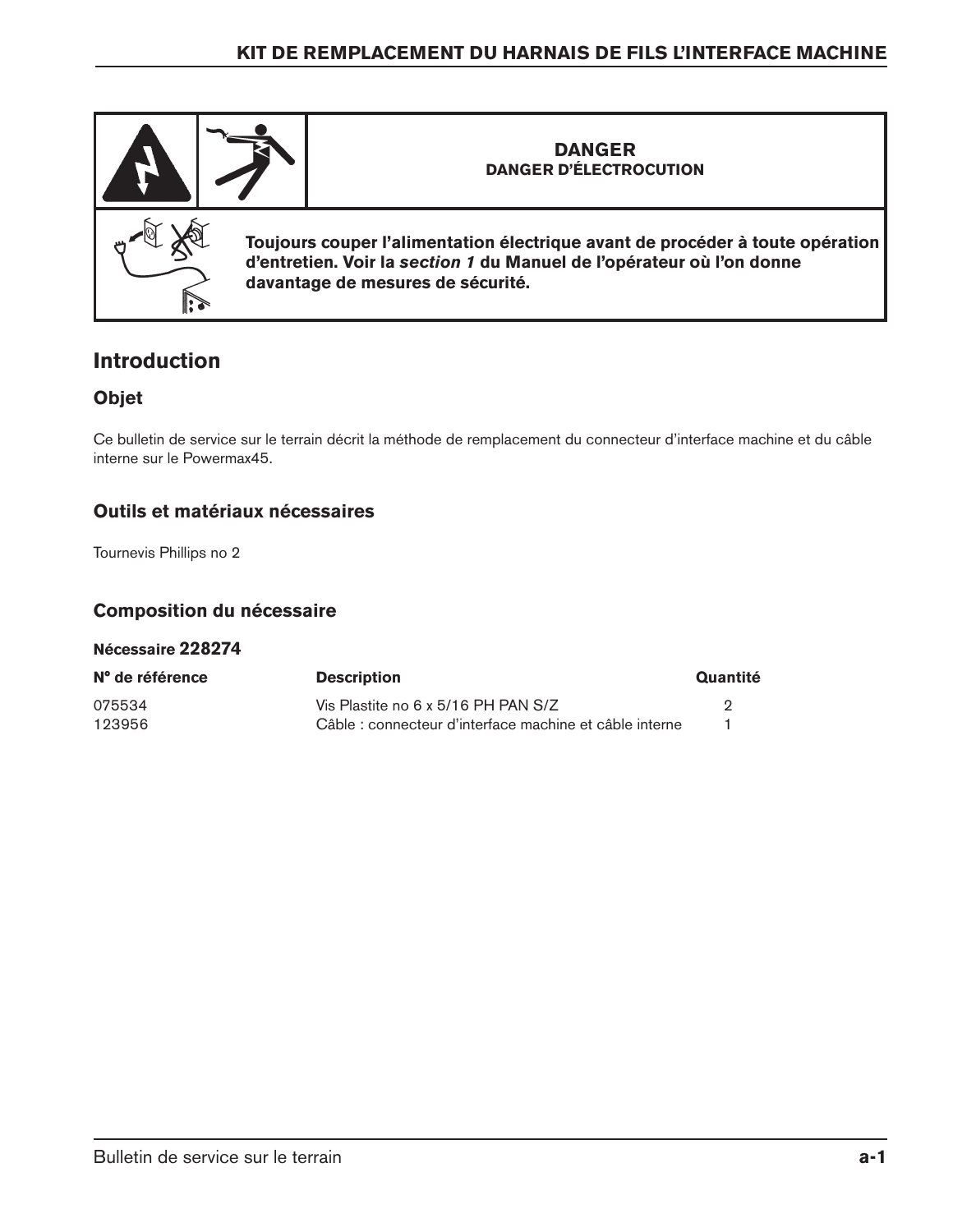**DANGER**

**DANGER D'ÉLECTROCUTION**

**Toujours couper l'alimentation électrique avant de procéder à toute opération d'entretien. Voir la *section 1* du Manuel de l'opérateur où l'on donne davantage de mesures de sécurité.**

## Introduction

### Objet

Ce bulletin de service sur le terrain décrit la méthode de remplacement du connecteur d'interface machine et du câble interne sur le Powermax45.

### Outils et matériaux nécessaires

Tournevis Phillips no 2

### Composition du nécessaire

**Nécessaire 228274**

| N° de référence | Description | Quantité |
|---|---|---|
| 075534 | Vis Plastite no 6 x 5/16 PH PAN S/Z | 2 |
| 123956 | Câble : connecteur d'interface machine et câble interne | 1 |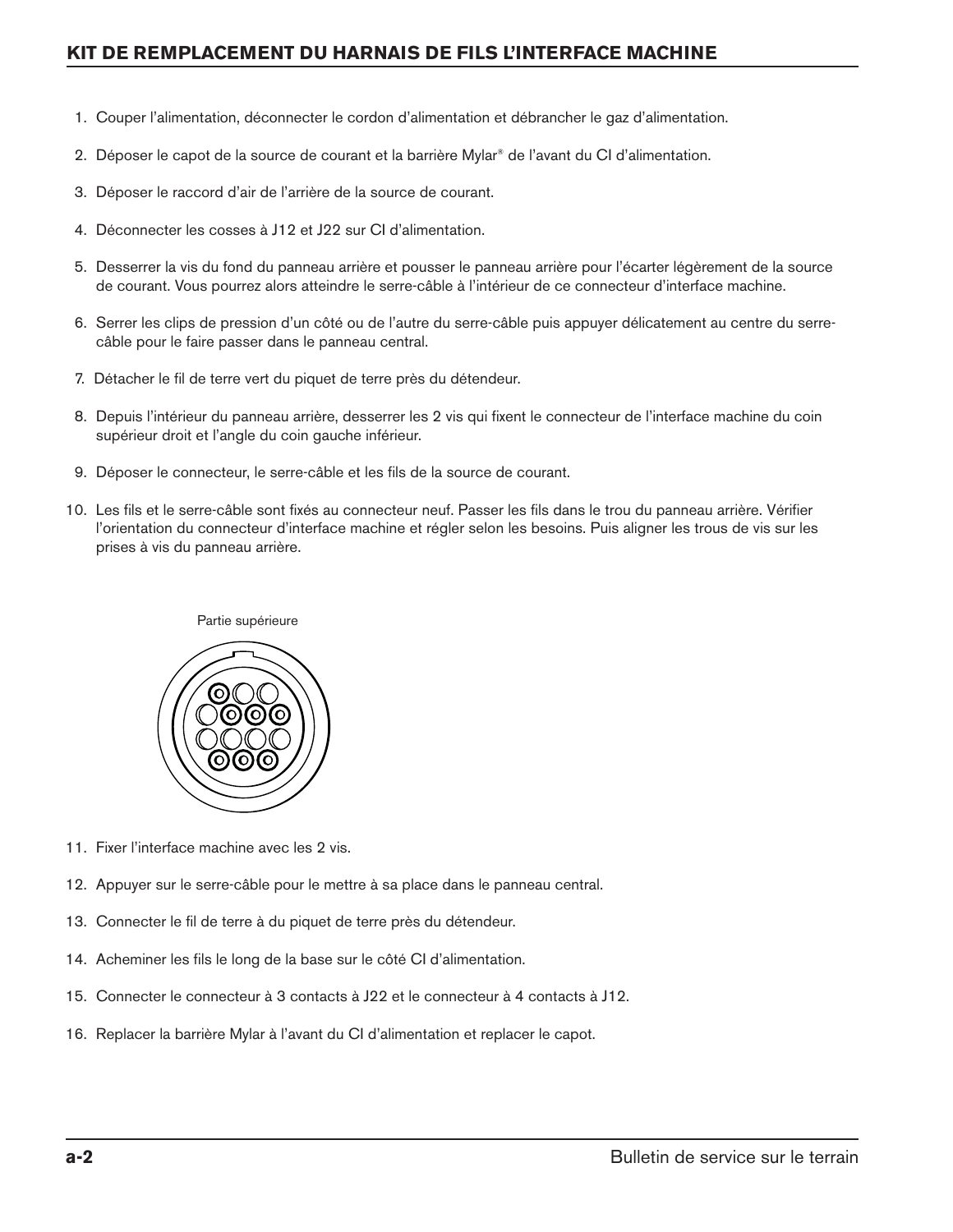## KIT DE REMPLACEMENT DU HARNAIS DE FILS L'INTERFACE MACHINE

1. Couper l'alimentation, déconnecter le cordon d'alimentation et débrancher le gaz d'alimentation.
2. Déposer le capot de la source de courant et la barrière Mylar® de l'avant du CI d'alimentation.
3. Déposer le raccord d'air de l'arrière de la source de courant.
4. Déconnecter les cosses à J12 et J22 sur CI d'alimentation.
5. Desserrer la vis du fond du panneau arrière et pousser le panneau arrière pour l'écarter légèrement de la source de courant. Vous pourrez alors atteindre le serre-câble à l'intérieur de ce connecteur d'interface machine.
6. Serrer les clips de pression d'un côté ou de l'autre du serre-câble puis appuyer délicatement au centre du serre-câble pour le faire passer dans le panneau central.
7. Détacher le fil de terre vert du piquet de terre près du détendeur.
8. Depuis l'intérieur du panneau arrière, desserrer les 2 vis qui fixent le connecteur de l'interface machine du coin supérieur droit et l'angle du coin gauche inférieur.
9. Déposer le connecteur, le serre-câble et les fils de la source de courant.
10. Les fils et le serre-câble sont fixés au connecteur neuf. Passer les fils dans le trou du panneau arrière. Vérifier l'orientation du connecteur d'interface machine et régler selon les besoins. Puis aligner les trous de vis sur les prises à vis du panneau arrière.

Partie supérieure

11. Fixer l'interface machine avec les 2 vis.
12. Appuyer sur le serre-câble pour le mettre à sa place dans le panneau central.
13. Connecter le fil de terre à du piquet de terre près du détendeur.
14. Acheminer les fils le long de la base sur le côté CI d'alimentation.
15. Connecter le connecteur à 3 contacts à J22 et le connecteur à 4 contacts à J12.
16. Replacer la barrière Mylar à l'avant du CI d'alimentation et replacer le capot.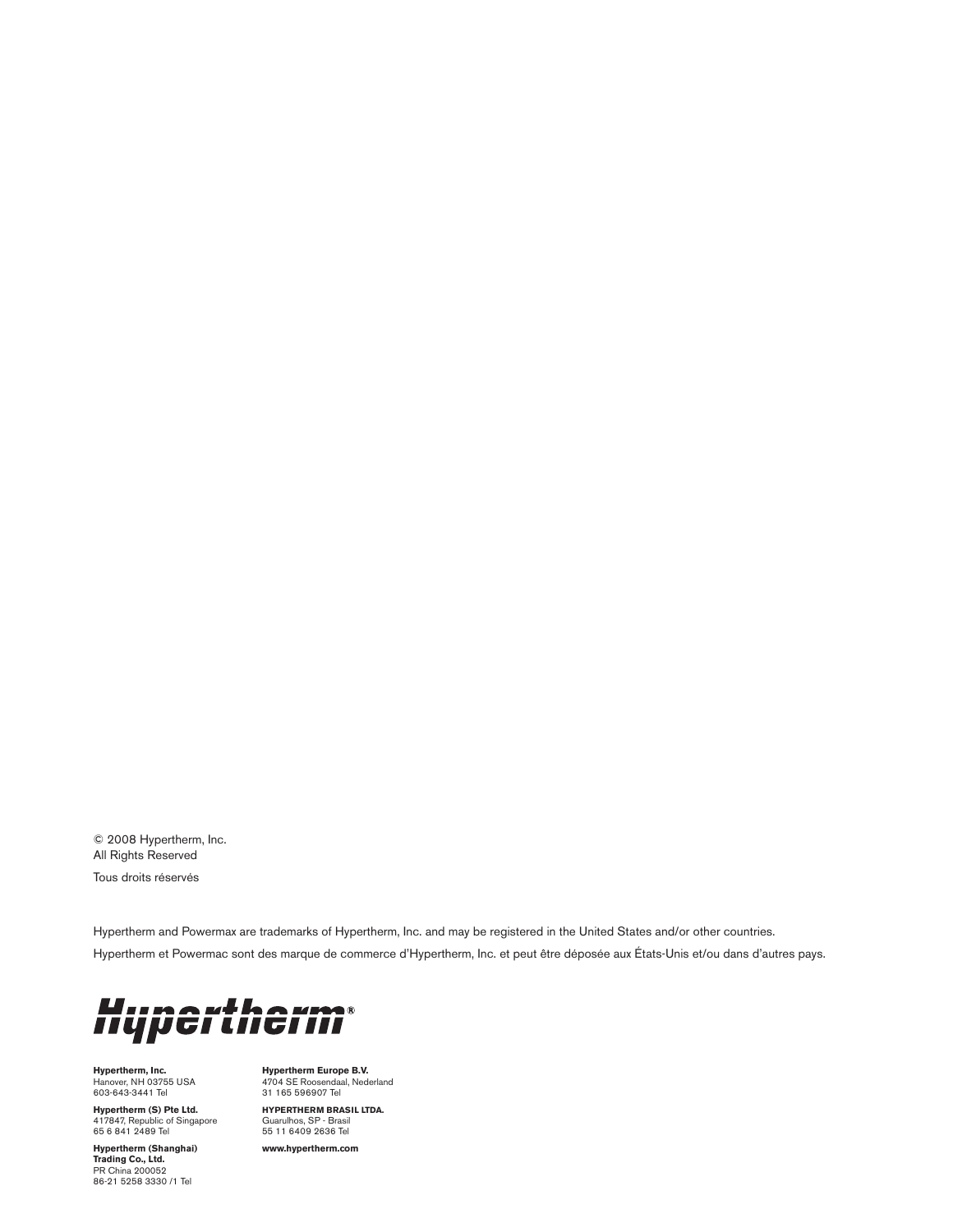© 2008 Hypertherm, Inc.
All Rights Reserved

Tous droits réservés

Hypertherm and Powermax are trademarks of Hypertherm, Inc. and may be registered in the United States and/or other countries.

Hypertherm et Powermac sont des marque de commerce d'Hypertherm, Inc. et peut être déposée aux États-Unis et/ou dans d'autres pays.

Hypertherm®

**Hypertherm, Inc.**
Hanover, NH 03755 USA
603-643-3441 Tel

**Hypertherm (S) Pte Ltd.**
417847, Republic of Singapore
65 6 841 2489 Tel

**Hypertherm (Shanghai) Trading Co., Ltd.**
PR China 200052
86-21 5258 3330 /1 Tel

**Hypertherm Europe B.V.**
4704 SE Roosendaal, Nederland
31 165 596907 Tel

**HYPERTHERM BRASIL LTDA.**
Guarulhos, SP - Brasil
55 11 6409 2636 Tel

**www.hypertherm.com**